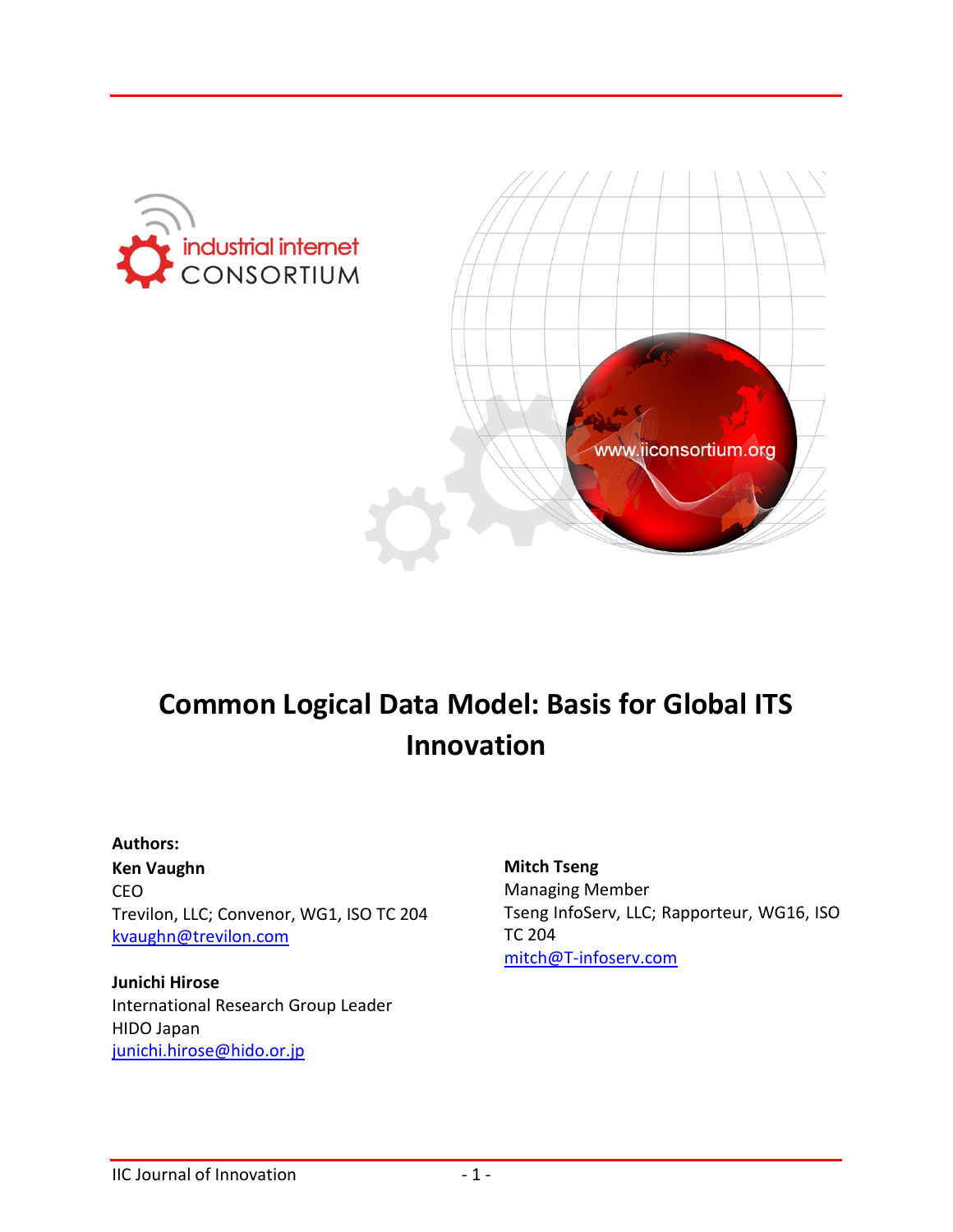# Common Logical Data Model: Basis for Global ITS Innovation

**Authors:**

**Ken Vaughn**
CEO
Trevilon, LLC; Convenor, WG1, ISO TC 204
kvaughn@trevilon.com

**Junichi Hirose**
International Research Group Leader
HIDO Japan
junichi.hirose@hido.or.jp

**Mitch Tseng**
Managing Member
Tseng InfoServ, LLC; Rapporteur, WG16, ISO TC 204
mitch@T-infoserv.com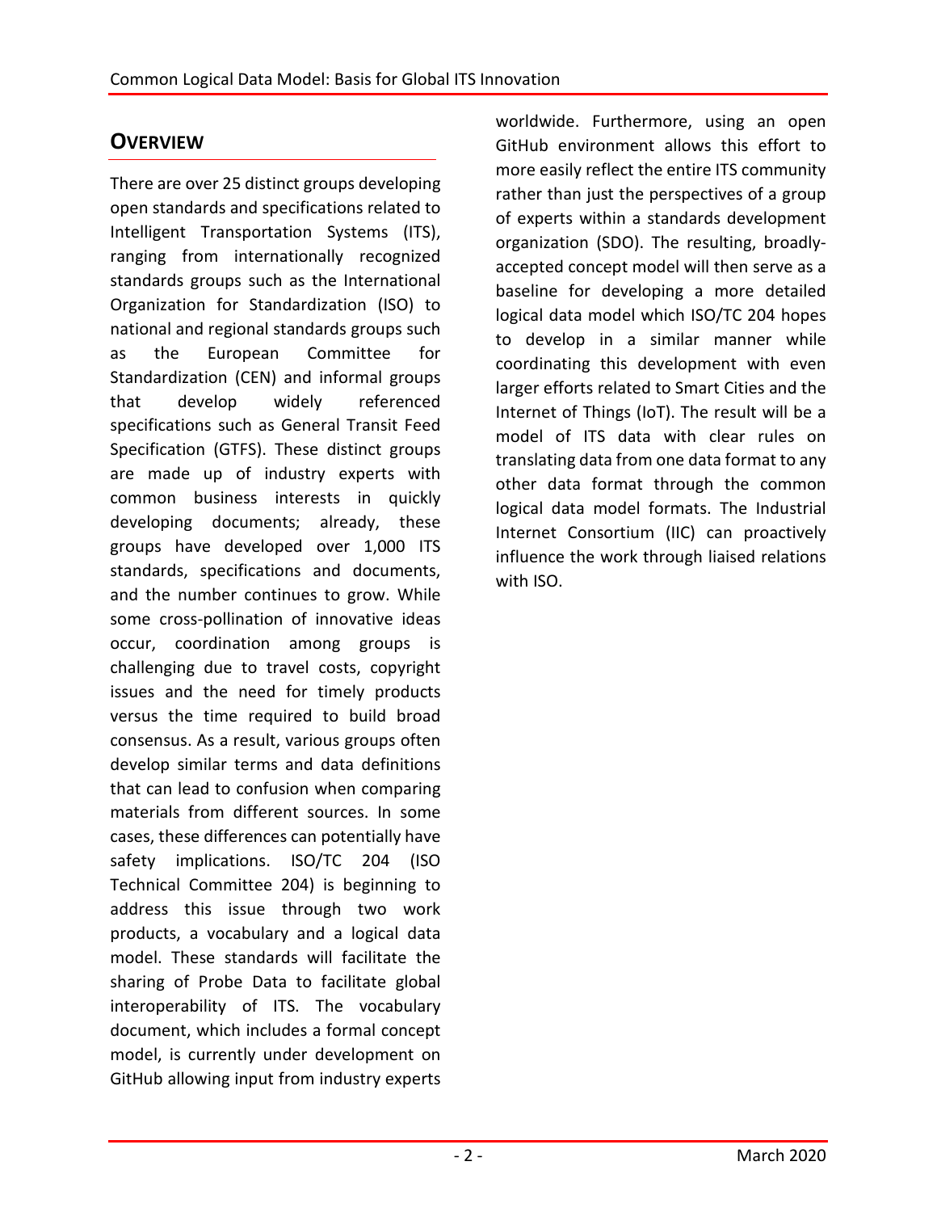## Overview

There are over 25 distinct groups developing open standards and specifications related to Intelligent Transportation Systems (ITS), ranging from internationally recognized standards groups such as the International Organization for Standardization (ISO) to national and regional standards groups such as the European Committee for Standardization (CEN) and informal groups that develop widely referenced specifications such as General Transit Feed Specification (GTFS). These distinct groups are made up of industry experts with common business interests in quickly developing documents; already, these groups have developed over 1,000 ITS standards, specifications and documents, and the number continues to grow. While some cross-pollination of innovative ideas occur, coordination among groups is challenging due to travel costs, copyright issues and the need for timely products versus the time required to build broad consensus. As a result, various groups often develop similar terms and data definitions that can lead to confusion when comparing materials from different sources. In some cases, these differences can potentially have safety implications. ISO/TC 204 (ISO Technical Committee 204) is beginning to address this issue through two work products, a vocabulary and a logical data model. These standards will facilitate the sharing of Probe Data to facilitate global interoperability of ITS. The vocabulary document, which includes a formal concept model, is currently under development on GitHub allowing input from industry experts worldwide. Furthermore, using an open GitHub environment allows this effort to more easily reflect the entire ITS community rather than just the perspectives of a group of experts within a standards development organization (SDO). The resulting, broadly-accepted concept model will then serve as a baseline for developing a more detailed logical data model which ISO/TC 204 hopes to develop in a similar manner while coordinating this development with even larger efforts related to Smart Cities and the Internet of Things (IoT). The result will be a model of ITS data with clear rules on translating data from one data format to any other data format through the common logical data model formats. The Industrial Internet Consortium (IIC) can proactively influence the work through liaised relations with ISO.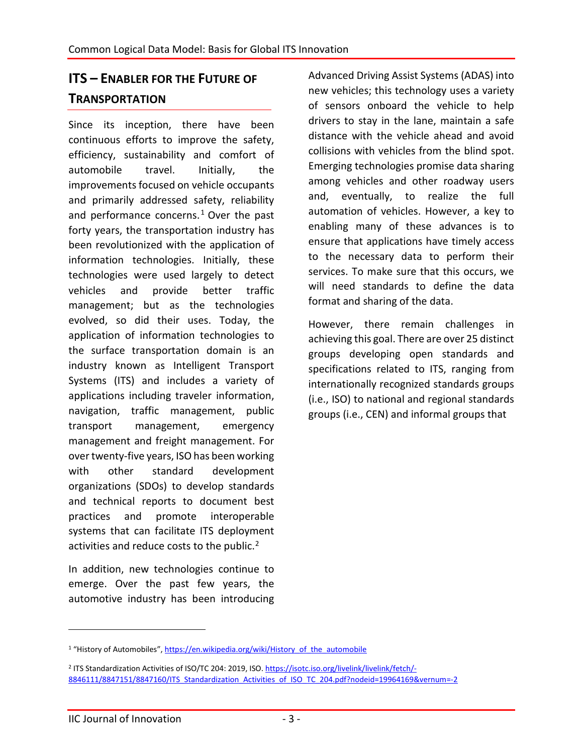## ITS – Enabler for the Future of Transportation

Since its inception, there have been continuous efforts to improve the safety, efficiency, sustainability and comfort of automobile travel. Initially, the improvements focused on vehicle occupants and primarily addressed safety, reliability and performance concerns.[1] Over the past forty years, the transportation industry has been revolutionized with the application of information technologies. Initially, these technologies were used largely to detect vehicles and provide better traffic management; but as the technologies evolved, so did their uses. Today, the application of information technologies to the surface transportation domain is an industry known as Intelligent Transport Systems (ITS) and includes a variety of applications including traveler information, navigation, traffic management, public transport management, emergency management and freight management. For over twenty-five years, ISO has been working with other standard development organizations (SDOs) to develop standards and technical reports to document best practices and promote interoperable systems that can facilitate ITS deployment activities and reduce costs to the public.[2]

In addition, new technologies continue to emerge. Over the past few years, the automotive industry has been introducing Advanced Driving Assist Systems (ADAS) into new vehicles; this technology uses a variety of sensors onboard the vehicle to help drivers to stay in the lane, maintain a safe distance with the vehicle ahead and avoid collisions with vehicles from the blind spot. Emerging technologies promise data sharing among vehicles and other roadway users and, eventually, to realize the full automation of vehicles. However, a key to enabling many of these advances is to ensure that applications have timely access to the necessary data to perform their services. To make sure that this occurs, we will need standards to define the data format and sharing of the data.

However, there remain challenges in achieving this goal. There are over 25 distinct groups developing open standards and specifications related to ITS, ranging from internationally recognized standards groups (i.e., ISO) to national and regional standards groups (i.e., CEN) and informal groups that

---

[1] "History of Automobiles", https://en.wikipedia.org/wiki/History_of_the_automobile

[2] ITS Standardization Activities of ISO/TC 204: 2019, ISO. https://isotc.iso.org/livelink/livelink/fetch/-8846111/8847151/8847160/ITS_Standardization_Activities_of_ISO_TC_204.pdf?nodeid=19964169&vernum=-2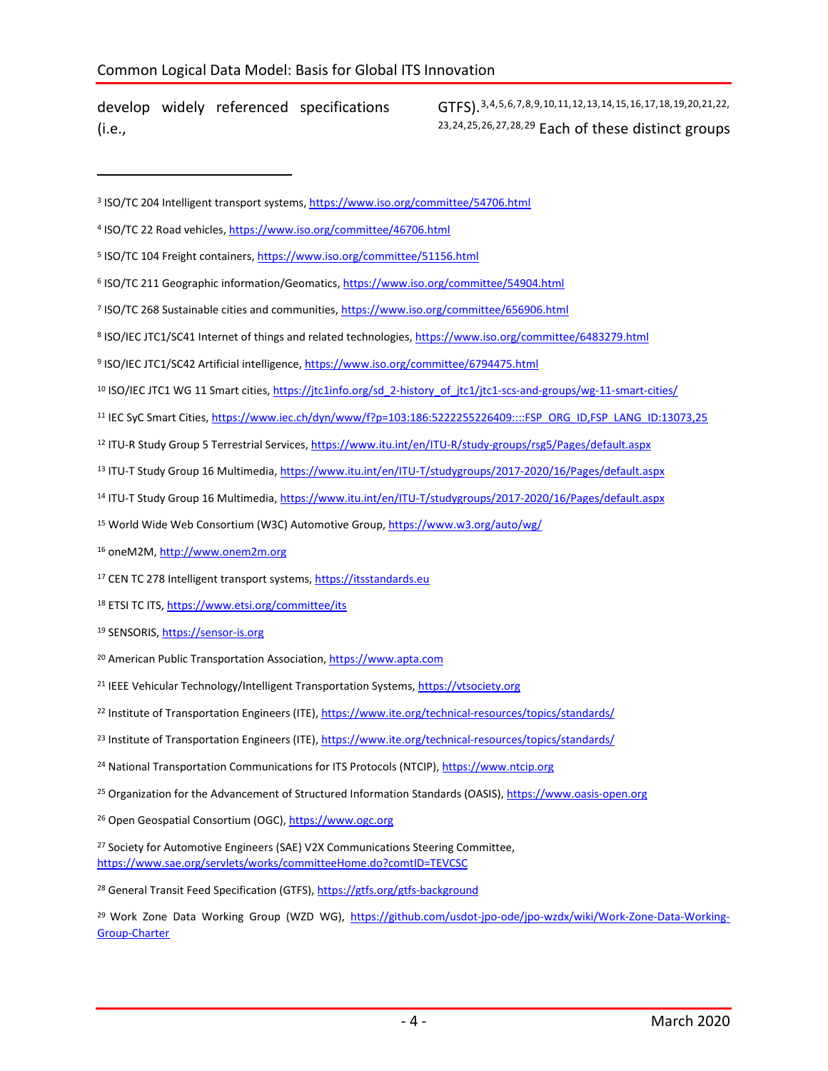develop widely referenced specifications (i.e., GTFS).[3,4,5,6,7,8,9,10,11,12,13,14,15,16,17,18,19,20,21,22,23,24,25,26,27,28,29] Each of these distinct groups

---

[3] ISO/TC 204 Intelligent transport systems, https://www.iso.org/committee/54706.html

[4] ISO/TC 22 Road vehicles, https://www.iso.org/committee/46706.html

[5] ISO/TC 104 Freight containers, https://www.iso.org/committee/51156.html

[6] ISO/TC 211 Geographic information/Geomatics, https://www.iso.org/committee/54904.html

[7] ISO/TC 268 Sustainable cities and communities, https://www.iso.org/committee/656906.html

[8] ISO/IEC JTC1/SC41 Internet of things and related technologies, https://www.iso.org/committee/6483279.html

[9] ISO/IEC JTC1/SC42 Artificial intelligence, https://www.iso.org/committee/6794475.html

[10] ISO/IEC JTC1 WG 11 Smart cities, https://jtc1info.org/sd_2-history_of_jtc1/jtc1-scs-and-groups/wg-11-smart-cities/

[11] IEC SyC Smart Cities, https://www.iec.ch/dyn/www/f?p=103:186:5222255226409::::FSP_ORG_ID,FSP_LANG_ID:13073,25

[12] ITU-R Study Group 5 Terrestrial Services, https://www.itu.int/en/ITU-R/study-groups/rsg5/Pages/default.aspx

[13] ITU-T Study Group 16 Multimedia, https://www.itu.int/en/ITU-T/studygroups/2017-2020/16/Pages/default.aspx

[14] ITU-T Study Group 16 Multimedia, https://www.itu.int/en/ITU-T/studygroups/2017-2020/16/Pages/default.aspx

[15] World Wide Web Consortium (W3C) Automotive Group, https://www.w3.org/auto/wg/

[16] oneM2M, http://www.onem2m.org

[17] CEN TC 278 Intelligent transport systems, https://itsstandards.eu

[18] ETSI TC ITS, https://www.etsi.org/committee/its

[19] SENSORIS, https://sensor-is.org

[20] American Public Transportation Association, https://www.apta.com

[21] IEEE Vehicular Technology/Intelligent Transportation Systems, https://vtsociety.org

[22] Institute of Transportation Engineers (ITE), https://www.ite.org/technical-resources/topics/standards/

[23] Institute of Transportation Engineers (ITE), https://www.ite.org/technical-resources/topics/standards/

[24] National Transportation Communications for ITS Protocols (NTCIP), https://www.ntcip.org

[25] Organization for the Advancement of Structured Information Standards (OASIS), https://www.oasis-open.org

[26] Open Geospatial Consortium (OGC), https://www.ogc.org

[27] Society for Automotive Engineers (SAE) V2X Communications Steering Committee, https://www.sae.org/servlets/works/committeeHome.do?comtID=TEVCSC

[28] General Transit Feed Specification (GTFS), https://gtfs.org/gtfs-background

[29] Work Zone Data Working Group (WZD WG), https://github.com/usdot-jpo-ode/jpo-wzdx/wiki/Work-Zone-Data-Working-Group-Charter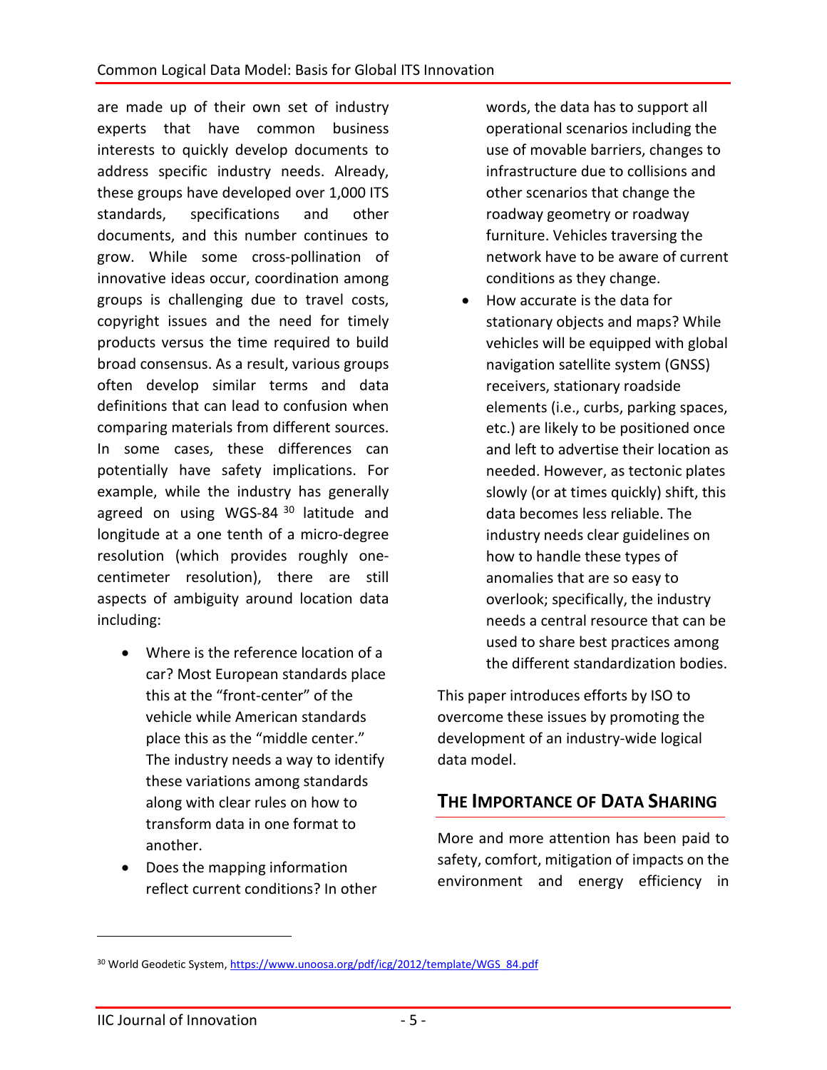are made up of their own set of industry experts that have common business interests to quickly develop documents to address specific industry needs. Already, these groups have developed over 1,000 ITS standards, specifications and other documents, and this number continues to grow. While some cross-pollination of innovative ideas occur, coordination among groups is challenging due to travel costs, copyright issues and the need for timely products versus the time required to build broad consensus. As a result, various groups often develop similar terms and data definitions that can lead to confusion when comparing materials from different sources. In some cases, these differences can potentially have safety implications. For example, while the industry has generally agreed on using WGS-84 [30] latitude and longitude at a one tenth of a micro-degree resolution (which provides roughly one-centimeter resolution), there are still aspects of ambiguity around location data including:

- Where is the reference location of a car? Most European standards place this at the "front-center" of the vehicle while American standards place this as the "middle center." The industry needs a way to identify these variations among standards along with clear rules on how to transform data in one format to another.
- Does the mapping information reflect current conditions? In other words, the data has to support all operational scenarios including the use of movable barriers, changes to infrastructure due to collisions and other scenarios that change the roadway geometry or roadway furniture. Vehicles traversing the network have to be aware of current conditions as they change.
- How accurate is the data for stationary objects and maps? While vehicles will be equipped with global navigation satellite system (GNSS) receivers, stationary roadside elements (i.e., curbs, parking spaces, etc.) are likely to be positioned once and left to advertise their location as needed. However, as tectonic plates slowly (or at times quickly) shift, this data becomes less reliable. The industry needs clear guidelines on how to handle these types of anomalies that are so easy to overlook; specifically, the industry needs a central resource that can be used to share best practices among the different standardization bodies.

This paper introduces efforts by ISO to overcome these issues by promoting the development of an industry-wide logical data model.

## The Importance of Data Sharing

More and more attention has been paid to safety, comfort, mitigation of impacts on the environment and energy efficiency in

[30] World Geodetic System, https://www.unoosa.org/pdf/icg/2012/template/WGS_84.pdf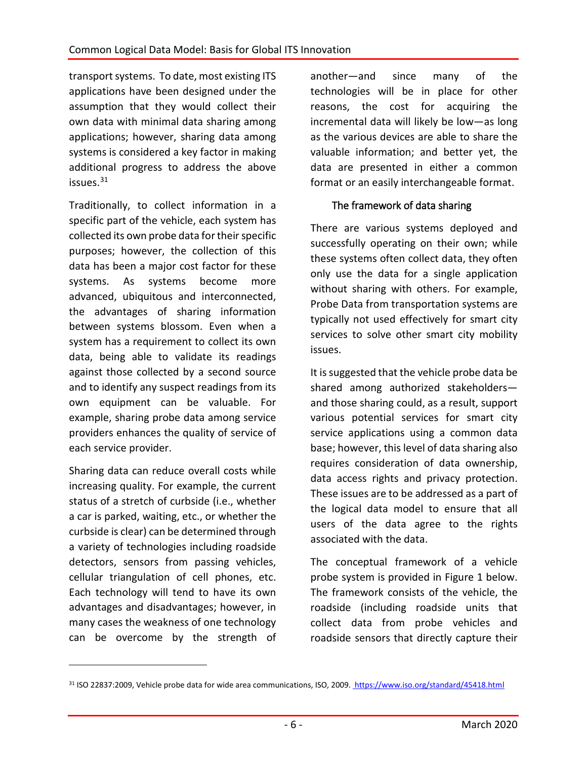transport systems. To date, most existing ITS applications have been designed under the assumption that they would collect their own data with minimal data sharing among applications; however, sharing data among systems is considered a key factor in making additional progress to address the above issues.[31]

Traditionally, to collect information in a specific part of the vehicle, each system has collected its own probe data for their specific purposes; however, the collection of this data has been a major cost factor for these systems. As systems become more advanced, ubiquitous and interconnected, the advantages of sharing information between systems blossom. Even when a system has a requirement to collect its own data, being able to validate its readings against those collected by a second source and to identify any suspect readings from its own equipment can be valuable. For example, sharing probe data among service providers enhances the quality of service of each service provider.

Sharing data can reduce overall costs while increasing quality. For example, the current status of a stretch of curbside (i.e., whether a car is parked, waiting, etc., or whether the curbside is clear) can be determined through a variety of technologies including roadside detectors, sensors from passing vehicles, cellular triangulation of cell phones, etc. Each technology will tend to have its own advantages and disadvantages; however, in many cases the weakness of one technology can be overcome by the strength of another—and since many of the technologies will be in place for other reasons, the cost for acquiring the incremental data will likely be low—as long as the various devices are able to share the valuable information; and better yet, the data are presented in either a common format or an easily interchangeable format.

### The framework of data sharing

There are various systems deployed and successfully operating on their own; while these systems often collect data, they often only use the data for a single application without sharing with others. For example, Probe Data from transportation systems are typically not used effectively for smart city services to solve other smart city mobility issues.

It is suggested that the vehicle probe data be shared among authorized stakeholders—and those sharing could, as a result, support various potential services for smart city service applications using a common data base; however, this level of data sharing also requires consideration of data ownership, data access rights and privacy protection. These issues are to be addressed as a part of the logical data model to ensure that all users of the data agree to the rights associated with the data.

The conceptual framework of a vehicle probe system is provided in Figure 1 below. The framework consists of the vehicle, the roadside (including roadside units that collect data from probe vehicles and roadside sensors that directly capture their

---

[31] ISO 22837:2009, Vehicle probe data for wide area communications, ISO, 2009. https://www.iso.org/standard/45418.html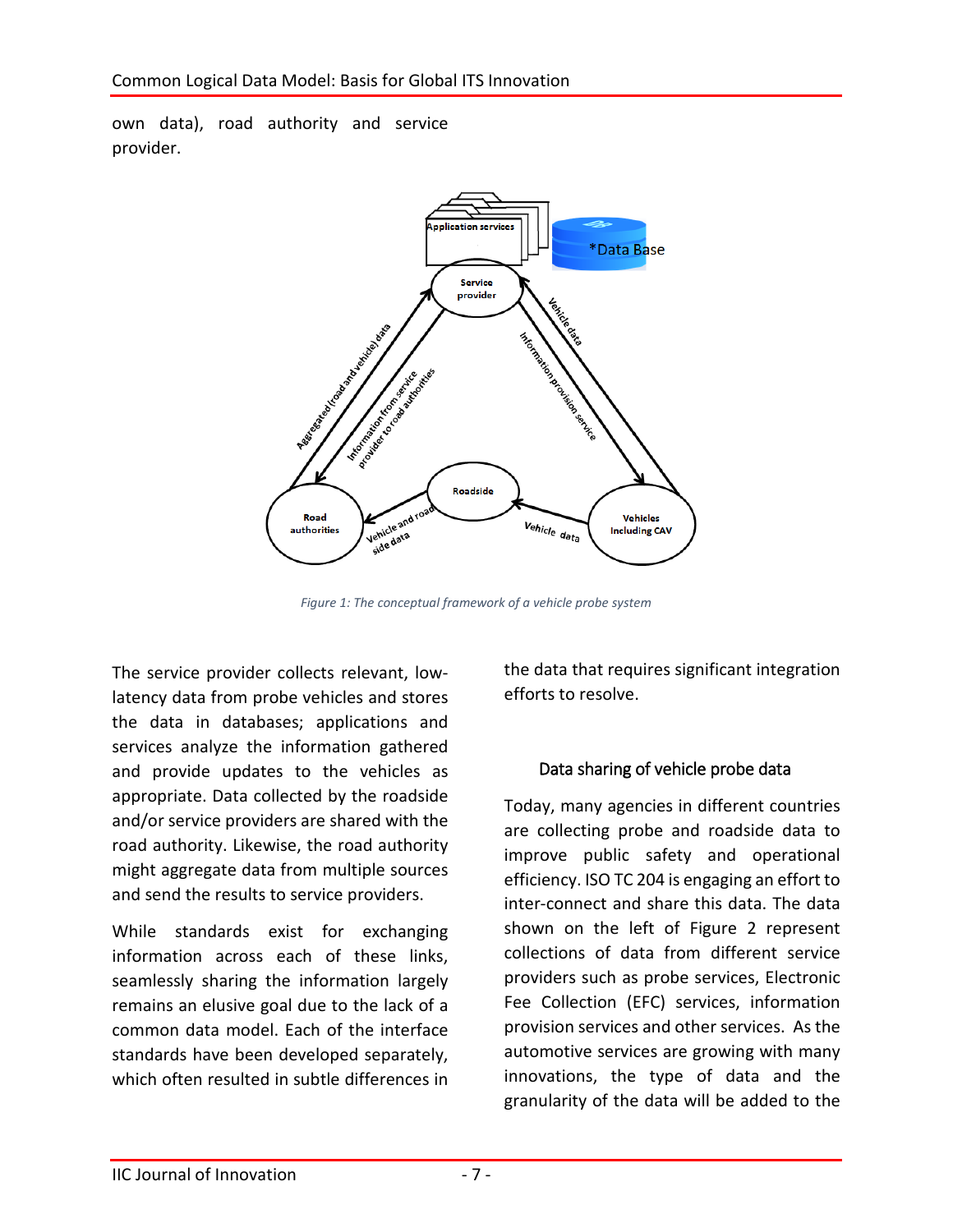own data), road authority and service provider.

Figure 1: The conceptual framework of a vehicle probe system

The service provider collects relevant, low-latency data from probe vehicles and stores the data in databases; applications and services analyze the information gathered and provide updates to the vehicles as appropriate. Data collected by the roadside and/or service providers are shared with the road authority. Likewise, the road authority might aggregate data from multiple sources and send the results to service providers.

While standards exist for exchanging information across each of these links, seamlessly sharing the information largely remains an elusive goal due to the lack of a common data model. Each of the interface standards have been developed separately, which often resulted in subtle differences in the data that requires significant integration efforts to resolve.

### Data sharing of vehicle probe data

Today, many agencies in different countries are collecting probe and roadside data to improve public safety and operational efficiency. ISO TC 204 is engaging an effort to inter-connect and share this data. The data shown on the left of Figure 2 represent collections of data from different service providers such as probe services, Electronic Fee Collection (EFC) services, information provision services and other services. As the automotive services are growing with many innovations, the type of data and the granularity of the data will be added to the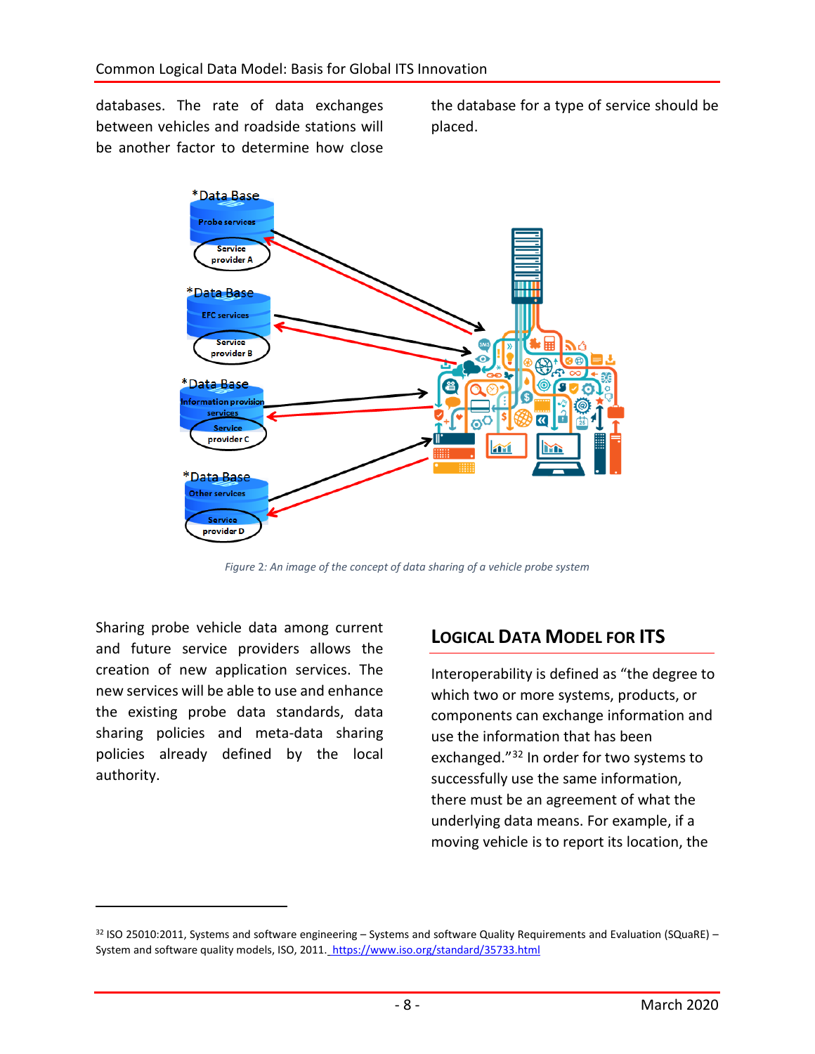databases. The rate of data exchanges between vehicles and roadside stations will be another factor to determine how close the database for a type of service should be placed.

*Figure 2: An image of the concept of data sharing of a vehicle probe system*

Sharing probe vehicle data among current and future service providers allows the creation of new application services. The new services will be able to use and enhance the existing probe data standards, data sharing policies and meta-data sharing policies already defined by the local authority.

## Logical Data Model for ITS

Interoperability is defined as "the degree to which two or more systems, products, or components can exchange information and use the information that has been exchanged."[32] In order for two systems to successfully use the same information, there must be an agreement of what the underlying data means. For example, if a moving vehicle is to report its location, the

---

[32] ISO 25010:2011, Systems and software engineering – Systems and software Quality Requirements and Evaluation (SQuaRE) – System and software quality models, ISO, 2011. https://www.iso.org/standard/35733.html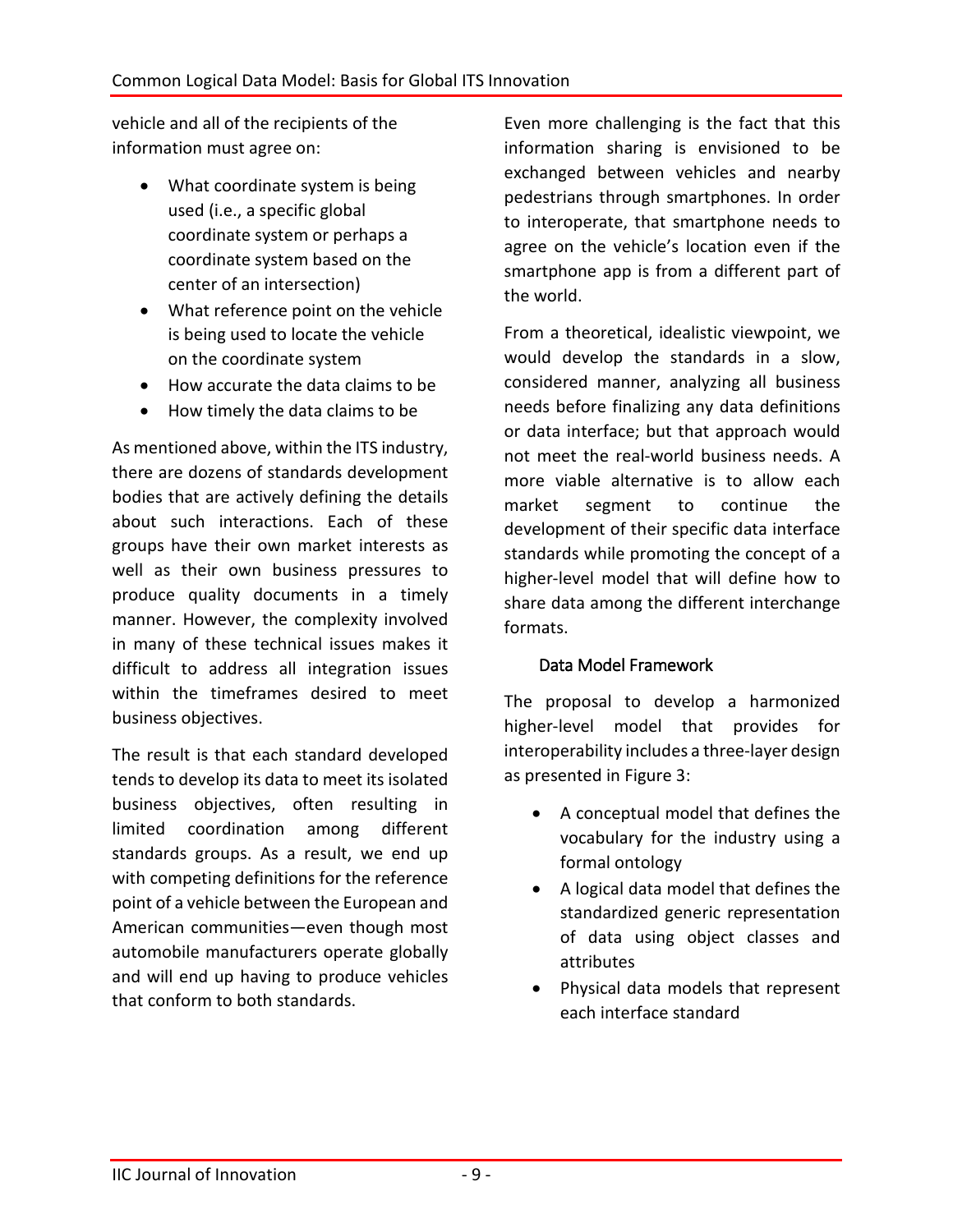vehicle and all of the recipients of the information must agree on:

- What coordinate system is being used (i.e., a specific global coordinate system or perhaps a coordinate system based on the center of an intersection)
- What reference point on the vehicle is being used to locate the vehicle on the coordinate system
- How accurate the data claims to be
- How timely the data claims to be

As mentioned above, within the ITS industry, there are dozens of standards development bodies that are actively defining the details about such interactions. Each of these groups have their own market interests as well as their own business pressures to produce quality documents in a timely manner. However, the complexity involved in many of these technical issues makes it difficult to address all integration issues within the timeframes desired to meet business objectives.

The result is that each standard developed tends to develop its data to meet its isolated business objectives, often resulting in limited coordination among different standards groups. As a result, we end up with competing definitions for the reference point of a vehicle between the European and American communities—even though most automobile manufacturers operate globally and will end up having to produce vehicles that conform to both standards.

Even more challenging is the fact that this information sharing is envisioned to be exchanged between vehicles and nearby pedestrians through smartphones. In order to interoperate, that smartphone needs to agree on the vehicle's location even if the smartphone app is from a different part of the world.

From a theoretical, idealistic viewpoint, we would develop the standards in a slow, considered manner, analyzing all business needs before finalizing any data definitions or data interface; but that approach would not meet the real-world business needs. A more viable alternative is to allow each market segment to continue the development of their specific data interface standards while promoting the concept of a higher-level model that will define how to share data among the different interchange formats.

### Data Model Framework

The proposal to develop a harmonized higher-level model that provides for interoperability includes a three-layer design as presented in Figure 3:

- A conceptual model that defines the vocabulary for the industry using a formal ontology
- A logical data model that defines the standardized generic representation of data using object classes and attributes
- Physical data models that represent each interface standard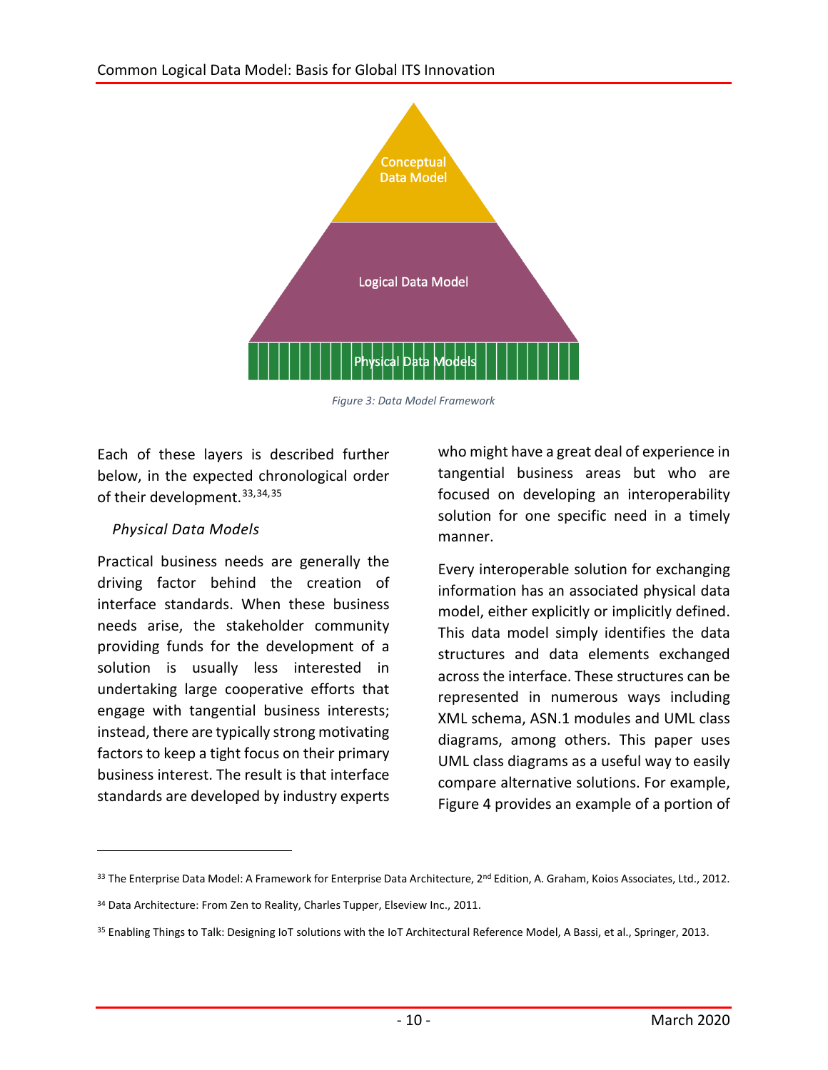Conceptual Data Model

Logical Data Model

Physical Data Models

*Figure 3: Data Model Framework*

Each of these layers is described further below, in the expected chronological order of their development.[33,34,35]

### *Physical Data Models*

Practical business needs are generally the driving factor behind the creation of interface standards. When these business needs arise, the stakeholder community providing funds for the development of a solution is usually less interested in undertaking large cooperative efforts that engage with tangential business interests; instead, there are typically strong motivating factors to keep a tight focus on their primary business interest. The result is that interface standards are developed by industry experts who might have a great deal of experience in tangential business areas but who are focused on developing an interoperability solution for one specific need in a timely manner.

Every interoperable solution for exchanging information has an associated physical data model, either explicitly or implicitly defined. This data model simply identifies the data structures and data elements exchanged across the interface. These structures can be represented in numerous ways including XML schema, ASN.1 modules and UML class diagrams, among others. This paper uses UML class diagrams as a useful way to easily compare alternative solutions. For example, Figure 4 provides an example of a portion of

---

[33] The Enterprise Data Model: A Framework for Enterprise Data Architecture, 2nd Edition, A. Graham, Koios Associates, Ltd., 2012.

[34] Data Architecture: From Zen to Reality, Charles Tupper, Elseview Inc., 2011.

[35] Enabling Things to Talk: Designing IoT solutions with the IoT Architectural Reference Model, A Bassi, et al., Springer, 2013.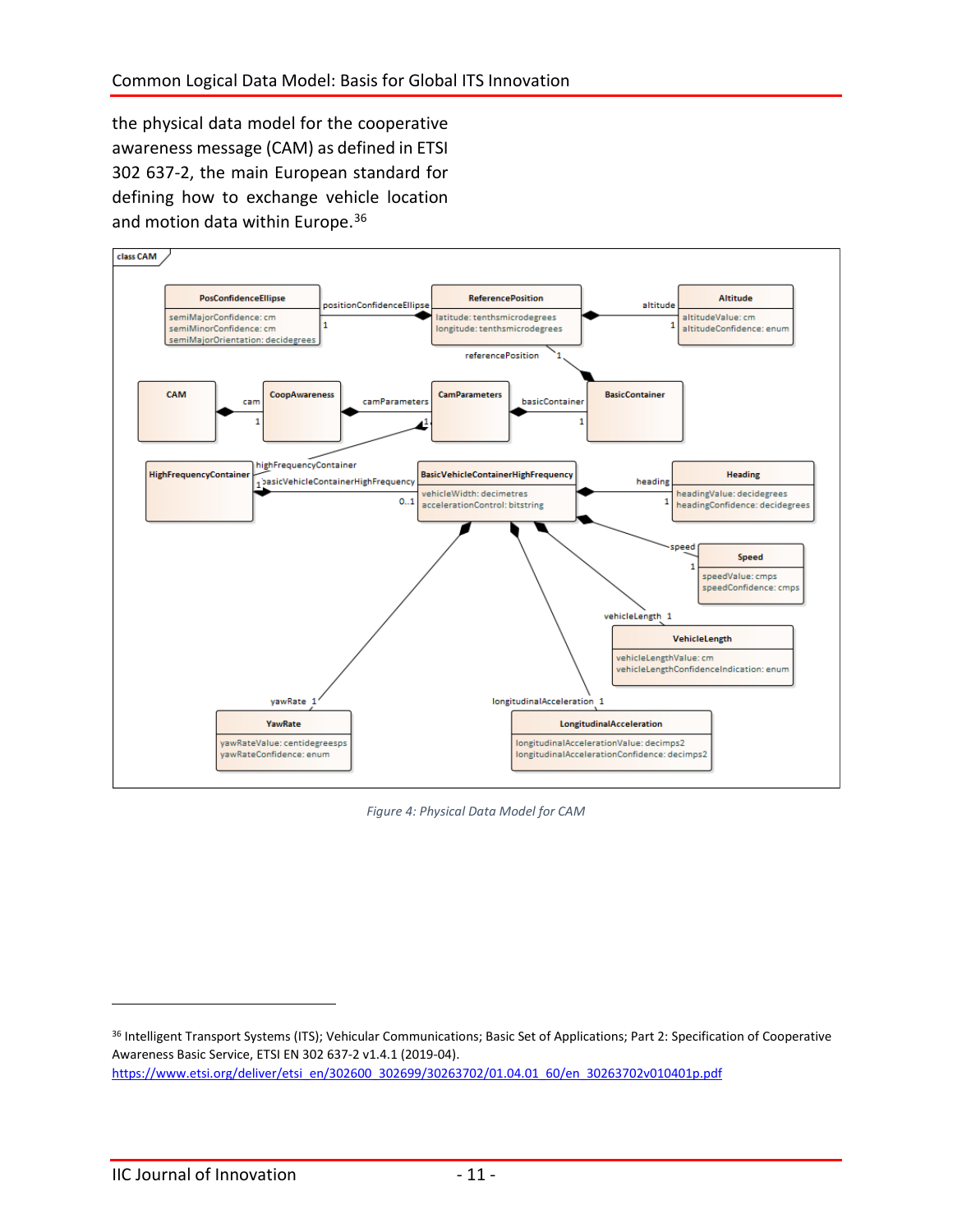the physical data model for the cooperative awareness message (CAM) as defined in ETSI 302 637-2, the main European standard for defining how to exchange vehicle location and motion data within Europe.[36]

*Figure 4: Physical Data Model for CAM*

---

[36] Intelligent Transport Systems (ITS); Vehicular Communications; Basic Set of Applications; Part 2: Specification of Cooperative Awareness Basic Service, ETSI EN 302 637-2 v1.4.1 (2019-04). https://www.etsi.org/deliver/etsi_en/302600_302699/30263702/01.04.01_60/en_30263702v010401p.pdf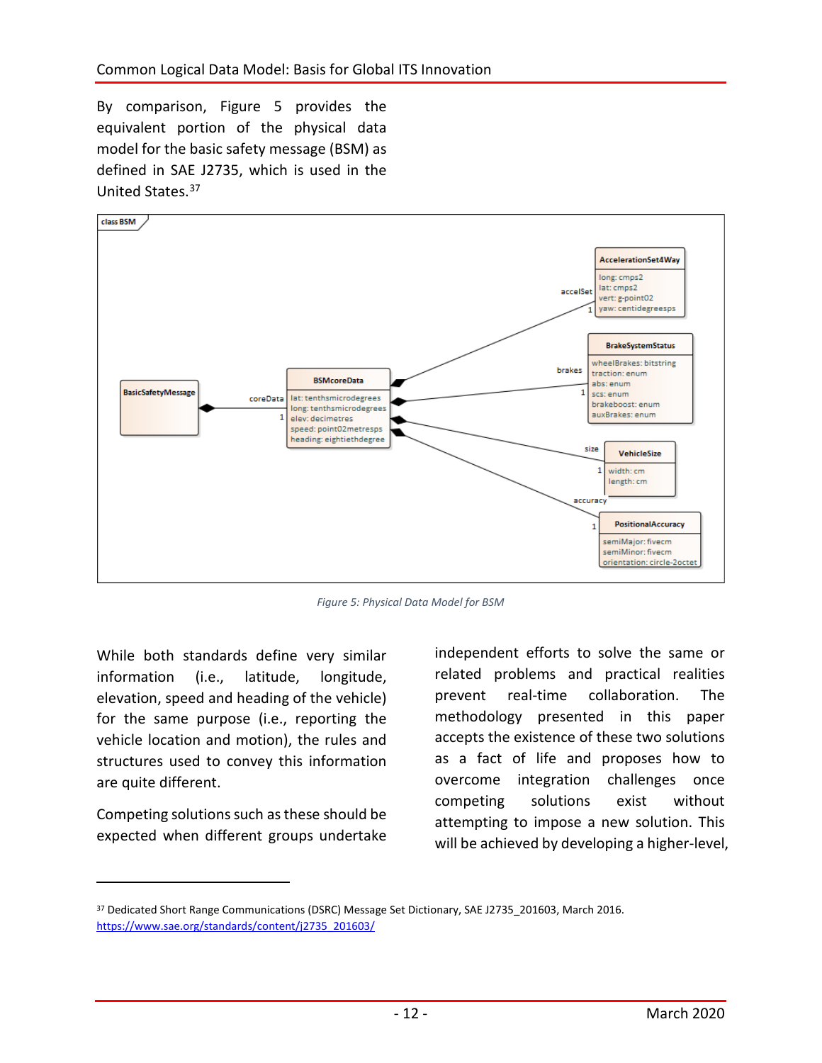By comparison, Figure 5 provides the equivalent portion of the physical data model for the basic safety message (BSM) as defined in SAE J2735, which is used in the United States.[37]

*Figure 5: Physical Data Model for BSM*

While both standards define very similar information (i.e., latitude, longitude, elevation, speed and heading of the vehicle) for the same purpose (i.e., reporting the vehicle location and motion), the rules and structures used to convey this information are quite different.

Competing solutions such as these should be expected when different groups undertake independent efforts to solve the same or related problems and practical realities prevent real-time collaboration. The methodology presented in this paper accepts the existence of these two solutions as a fact of life and proposes how to overcome integration challenges once competing solutions exist without attempting to impose a new solution. This will be achieved by developing a higher-level,

---

[37] Dedicated Short Range Communications (DSRC) Message Set Dictionary, SAE J2735_201603, March 2016. https://www.sae.org/standards/content/j2735_201603/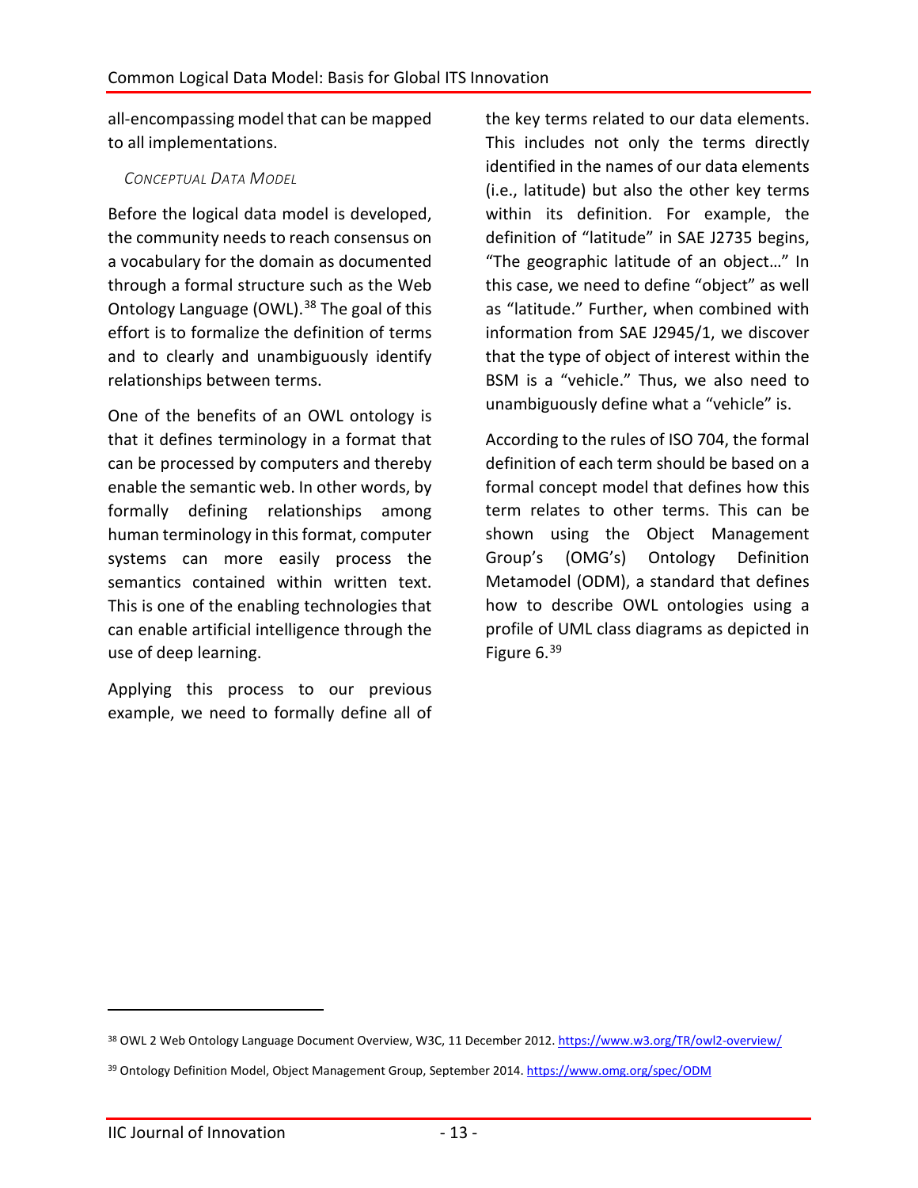all-encompassing model that can be mapped to all implementations.

### CONCEPTUAL DATA MODEL

Before the logical data model is developed, the community needs to reach consensus on a vocabulary for the domain as documented through a formal structure such as the Web Ontology Language (OWL).[38] The goal of this effort is to formalize the definition of terms and to clearly and unambiguously identify relationships between terms.

One of the benefits of an OWL ontology is that it defines terminology in a format that can be processed by computers and thereby enable the semantic web. In other words, by formally defining relationships among human terminology in this format, computer systems can more easily process the semantics contained within written text. This is one of the enabling technologies that can enable artificial intelligence through the use of deep learning.

Applying this process to our previous example, we need to formally define all of the key terms related to our data elements. This includes not only the terms directly identified in the names of our data elements (i.e., latitude) but also the other key terms within its definition. For example, the definition of "latitude" in SAE J2735 begins, "The geographic latitude of an object…" In this case, we need to define "object" as well as "latitude." Further, when combined with information from SAE J2945/1, we discover that the type of object of interest within the BSM is a "vehicle." Thus, we also need to unambiguously define what a "vehicle" is.

According to the rules of ISO 704, the formal definition of each term should be based on a formal concept model that defines how this term relates to other terms. This can be shown using the Object Management Group's (OMG's) Ontology Definition Metamodel (ODM), a standard that defines how to describe OWL ontologies using a profile of UML class diagrams as depicted in Figure 6.[39]

---

[38] OWL 2 Web Ontology Language Document Overview, W3C, 11 December 2012. https://www.w3.org/TR/owl2-overview/

[39] Ontology Definition Model, Object Management Group, September 2014. https://www.omg.org/spec/ODM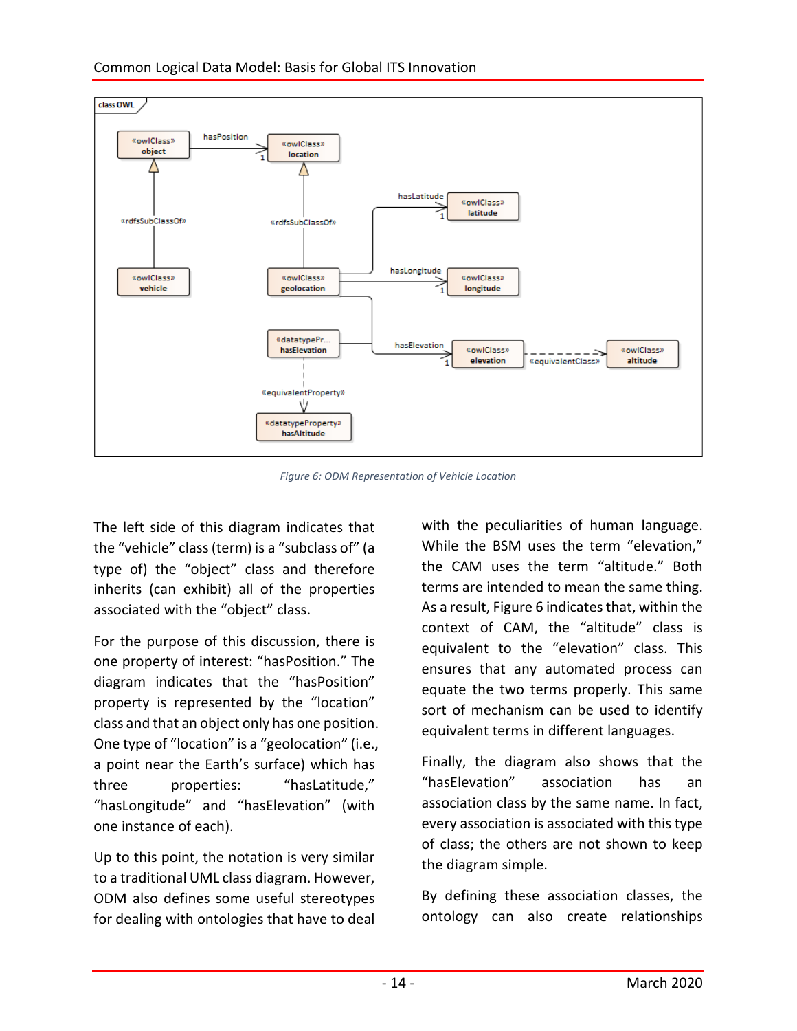Figure 6: ODM Representation of Vehicle Location

The left side of this diagram indicates that the “vehicle” class (term) is a “subclass of” (a type of) the “object” class and therefore inherits (can exhibit) all of the properties associated with the “object” class.

For the purpose of this discussion, there is one property of interest: “hasPosition.” The diagram indicates that the “hasPosition” property is represented by the “location” class and that an object only has one position. One type of “location” is a “geolocation” (i.e., a point near the Earth’s surface) which has three properties: “hasLatitude,” “hasLongitude” and “hasElevation” (with one instance of each).

Up to this point, the notation is very similar to a traditional UML class diagram. However, ODM also defines some useful stereotypes for dealing with ontologies that have to deal with the peculiarities of human language. While the BSM uses the term “elevation,” the CAM uses the term “altitude.” Both terms are intended to mean the same thing. As a result, Figure 6 indicates that, within the context of CAM, the “altitude” class is equivalent to the “elevation” class. This ensures that any automated process can equate the two terms properly. This same sort of mechanism can be used to identify equivalent terms in different languages.

Finally, the diagram also shows that the “hasElevation” association has an association class by the same name. In fact, every association is associated with this type of class; the others are not shown to keep the diagram simple.

By defining these association classes, the ontology can also create relationships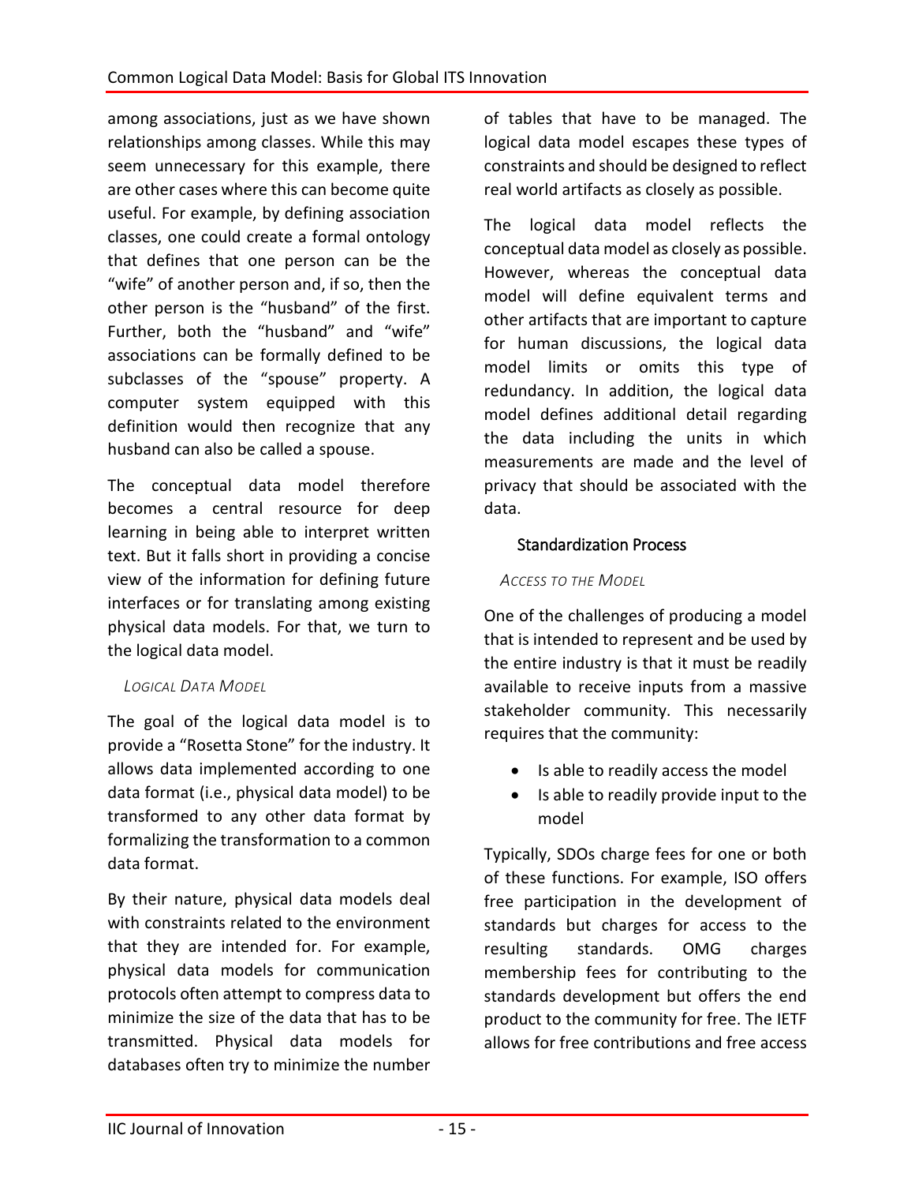among associations, just as we have shown relationships among classes. While this may seem unnecessary for this example, there are other cases where this can become quite useful. For example, by defining association classes, one could create a formal ontology that defines that one person can be the "wife" of another person and, if so, then the other person is the "husband" of the first. Further, both the "husband" and "wife" associations can be formally defined to be subclasses of the "spouse" property. A computer system equipped with this definition would then recognize that any husband can also be called a spouse.

The conceptual data model therefore becomes a central resource for deep learning in being able to interpret written text. But it falls short in providing a concise view of the information for defining future interfaces or for translating among existing physical data models. For that, we turn to the logical data model.

#### *Logical Data Model*

The goal of the logical data model is to provide a "Rosetta Stone" for the industry. It allows data implemented according to one data format (i.e., physical data model) to be transformed to any other data format by formalizing the transformation to a common data format.

By their nature, physical data models deal with constraints related to the environment that they are intended for. For example, physical data models for communication protocols often attempt to compress data to minimize the size of the data that has to be transmitted. Physical data models for databases often try to minimize the number of tables that have to be managed. The logical data model escapes these types of constraints and should be designed to reflect real world artifacts as closely as possible.

The logical data model reflects the conceptual data model as closely as possible. However, whereas the conceptual data model will define equivalent terms and other artifacts that are important to capture for human discussions, the logical data model limits or omits this type of redundancy. In addition, the logical data model defines additional detail regarding the data including the units in which measurements are made and the level of privacy that should be associated with the data.

### Standardization Process

#### *Access to the Model*

One of the challenges of producing a model that is intended to represent and be used by the entire industry is that it must be readily available to receive inputs from a massive stakeholder community. This necessarily requires that the community:

- Is able to readily access the model
- Is able to readily provide input to the model

Typically, SDOs charge fees for one or both of these functions. For example, ISO offers free participation in the development of standards but charges for access to the resulting standards. OMG charges membership fees for contributing to the standards development but offers the end product to the community for free. The IETF allows for free contributions and free access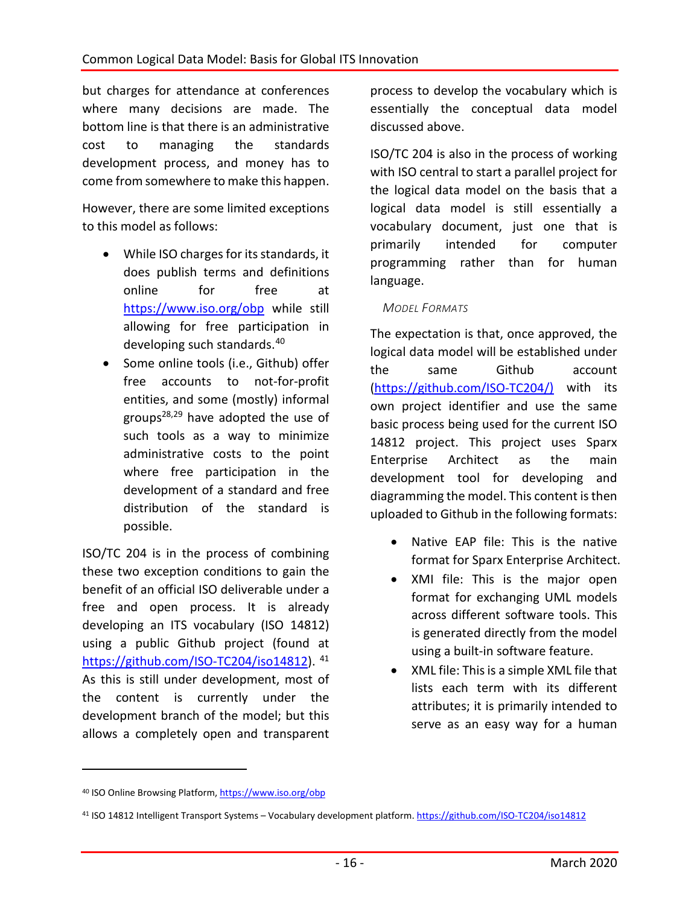but charges for attendance at conferences where many decisions are made. The bottom line is that there is an administrative cost to managing the standards development process, and money has to come from somewhere to make this happen.

However, there are some limited exceptions to this model as follows:

- While ISO charges for its standards, it does publish terms and definitions online for free at https://www.iso.org/obp while still allowing for free participation in developing such standards.[40]
- Some online tools (i.e., Github) offer free accounts to not-for-profit entities, and some (mostly) informal groups[28,29] have adopted the use of such tools as a way to minimize administrative costs to the point where free participation in the development of a standard and free distribution of the standard is possible.

ISO/TC 204 is in the process of combining these two exception conditions to gain the benefit of an official ISO deliverable under a free and open process. It is already developing an ITS vocabulary (ISO 14812) using a public Github project (found at https://github.com/ISO-TC204/iso14812). [41] As this is still under development, most of the content is currently under the development branch of the model; but this allows a completely open and transparent process to develop the vocabulary which is essentially the conceptual data model discussed above.

ISO/TC 204 is also in the process of working with ISO central to start a parallel project for the logical data model on the basis that a logical data model is still essentially a vocabulary document, just one that is primarily intended for computer programming rather than for human language.

### *Model Formats*

The expectation is that, once approved, the logical data model will be established under the same Github account (https://github.com/ISO-TC204/) with its own project identifier and use the same basic process being used for the current ISO 14812 project. This project uses Sparx Enterprise Architect as the main development tool for developing and diagramming the model. This content is then uploaded to Github in the following formats:

- Native EAP file: This is the native format for Sparx Enterprise Architect.
- XMI file: This is the major open format for exchanging UML models across different software tools. This is generated directly from the model using a built-in software feature.
- XML file: This is a simple XML file that lists each term with its different attributes; it is primarily intended to serve as an easy way for a human

---

[40] ISO Online Browsing Platform, https://www.iso.org/obp

[41] ISO 14812 Intelligent Transport Systems – Vocabulary development platform. https://github.com/ISO-TC204/iso14812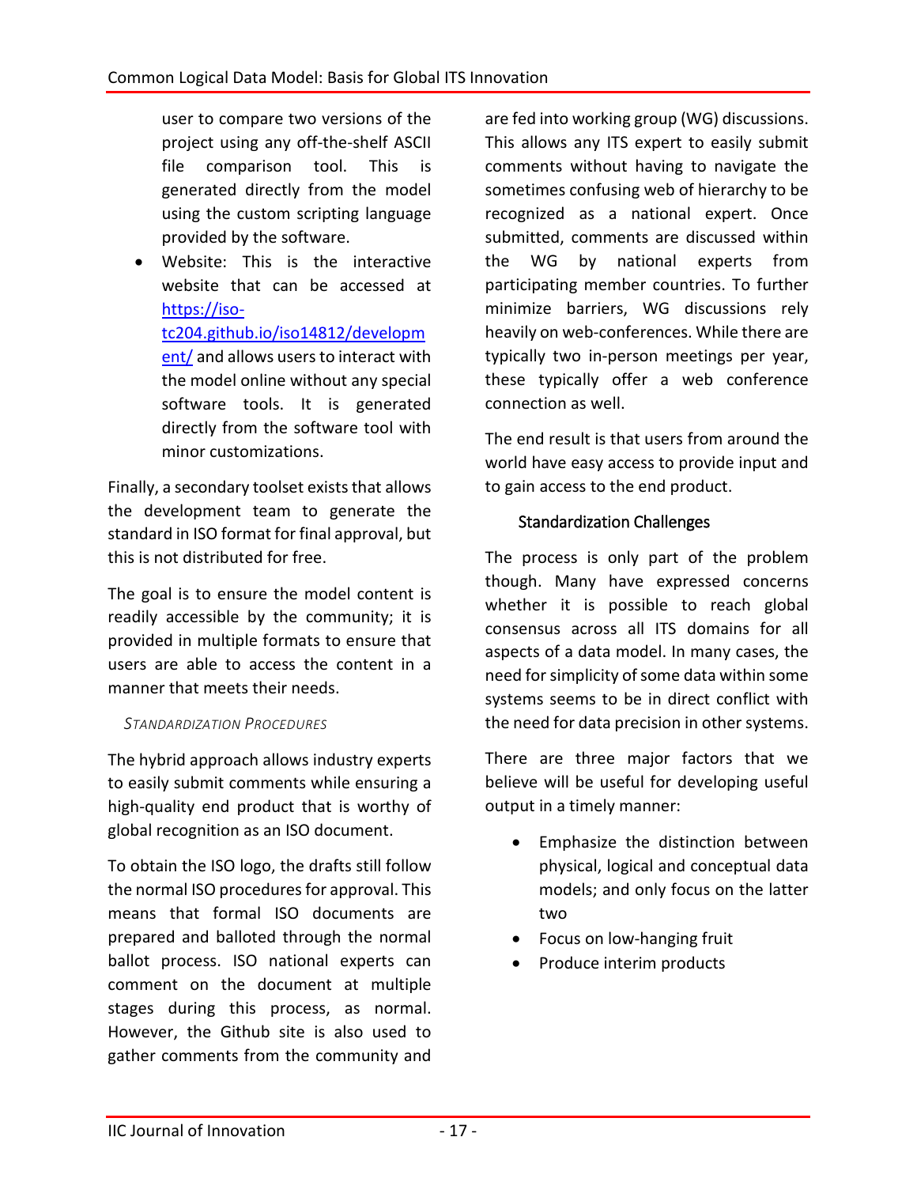user to compare two versions of the project using any off-the-shelf ASCII file comparison tool. This is generated directly from the model using the custom scripting language provided by the software.

- Website: This is the interactive website that can be accessed at [https://iso-tc204.github.io/iso14812/development/](https://iso-tc204.github.io/iso14812/development/) and allows users to interact with the model online without any special software tools. It is generated directly from the software tool with minor customizations.

Finally, a secondary toolset exists that allows the development team to generate the standard in ISO format for final approval, but this is not distributed for free.

The goal is to ensure the model content is readily accessible by the community; it is provided in multiple formats to ensure that users are able to access the content in a manner that meets their needs.

#### *Standardization Procedures*

The hybrid approach allows industry experts to easily submit comments while ensuring a high-quality end product that is worthy of global recognition as an ISO document.

To obtain the ISO logo, the drafts still follow the normal ISO procedures for approval. This means that formal ISO documents are prepared and balloted through the normal ballot process. ISO national experts can comment on the document at multiple stages during this process, as normal. However, the Github site is also used to gather comments from the community and are fed into working group (WG) discussions. This allows any ITS expert to easily submit comments without having to navigate the sometimes confusing web of hierarchy to be recognized as a national expert. Once submitted, comments are discussed within the WG by national experts from participating member countries. To further minimize barriers, WG discussions rely heavily on web-conferences. While there are typically two in-person meetings per year, these typically offer a web conference connection as well.

The end result is that users from around the world have easy access to provide input and to gain access to the end product.

### Standardization Challenges

The process is only part of the problem though. Many have expressed concerns whether it is possible to reach global consensus across all ITS domains for all aspects of a data model. In many cases, the need for simplicity of some data within some systems seems to be in direct conflict with the need for data precision in other systems.

There are three major factors that we believe will be useful for developing useful output in a timely manner:

- Emphasize the distinction between physical, logical and conceptual data models; and only focus on the latter two
- Focus on low-hanging fruit
- Produce interim products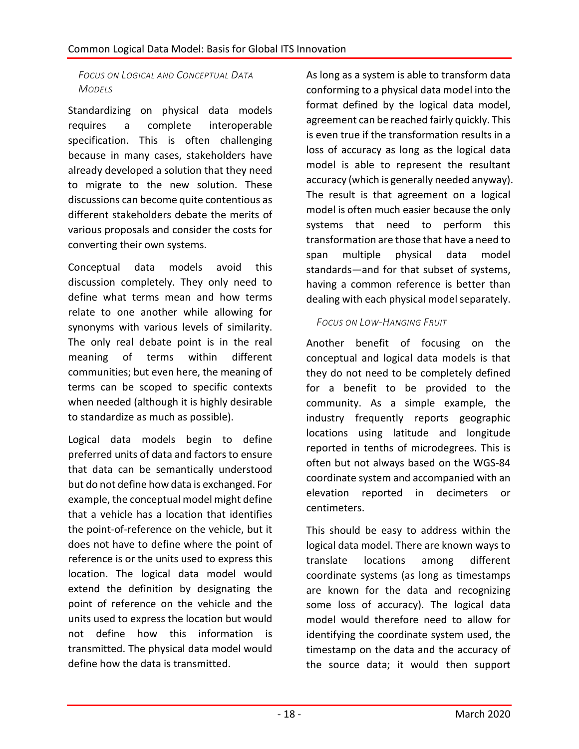#### *Focus on Logical and Conceptual Data Models*

Standardizing on physical data models requires a complete interoperable specification. This is often challenging because in many cases, stakeholders have already developed a solution that they need to migrate to the new solution. These discussions can become quite contentious as different stakeholders debate the merits of various proposals and consider the costs for converting their own systems.

Conceptual data models avoid this discussion completely. They only need to define what terms mean and how terms relate to one another while allowing for synonyms with various levels of similarity. The only real debate point is in the real meaning of terms within different communities; but even here, the meaning of terms can be scoped to specific contexts when needed (although it is highly desirable to standardize as much as possible).

Logical data models begin to define preferred units of data and factors to ensure that data can be semantically understood but do not define how data is exchanged. For example, the conceptual model might define that a vehicle has a location that identifies the point-of-reference on the vehicle, but it does not have to define where the point of reference is or the units used to express this location. The logical data model would extend the definition by designating the point of reference on the vehicle and the units used to express the location but would not define how this information is transmitted. The physical data model would define how the data is transmitted.

As long as a system is able to transform data conforming to a physical data model into the format defined by the logical data model, agreement can be reached fairly quickly. This is even true if the transformation results in a loss of accuracy as long as the logical data model is able to represent the resultant accuracy (which is generally needed anyway). The result is that agreement on a logical model is often much easier because the only systems that need to perform this transformation are those that have a need to span multiple physical data model standards—and for that subset of systems, having a common reference is better than dealing with each physical model separately.

#### *Focus on Low-Hanging Fruit*

Another benefit of focusing on the conceptual and logical data models is that they do not need to be completely defined for a benefit to be provided to the community. As a simple example, the industry frequently reports geographic locations using latitude and longitude reported in tenths of microdegrees. This is often but not always based on the WGS-84 coordinate system and accompanied with an elevation reported in decimeters or centimeters.

This should be easy to address within the logical data model. There are known ways to translate locations among different coordinate systems (as long as timestamps are known for the data and recognizing some loss of accuracy). The logical data model would therefore need to allow for identifying the coordinate system used, the timestamp on the data and the accuracy of the source data; it would then support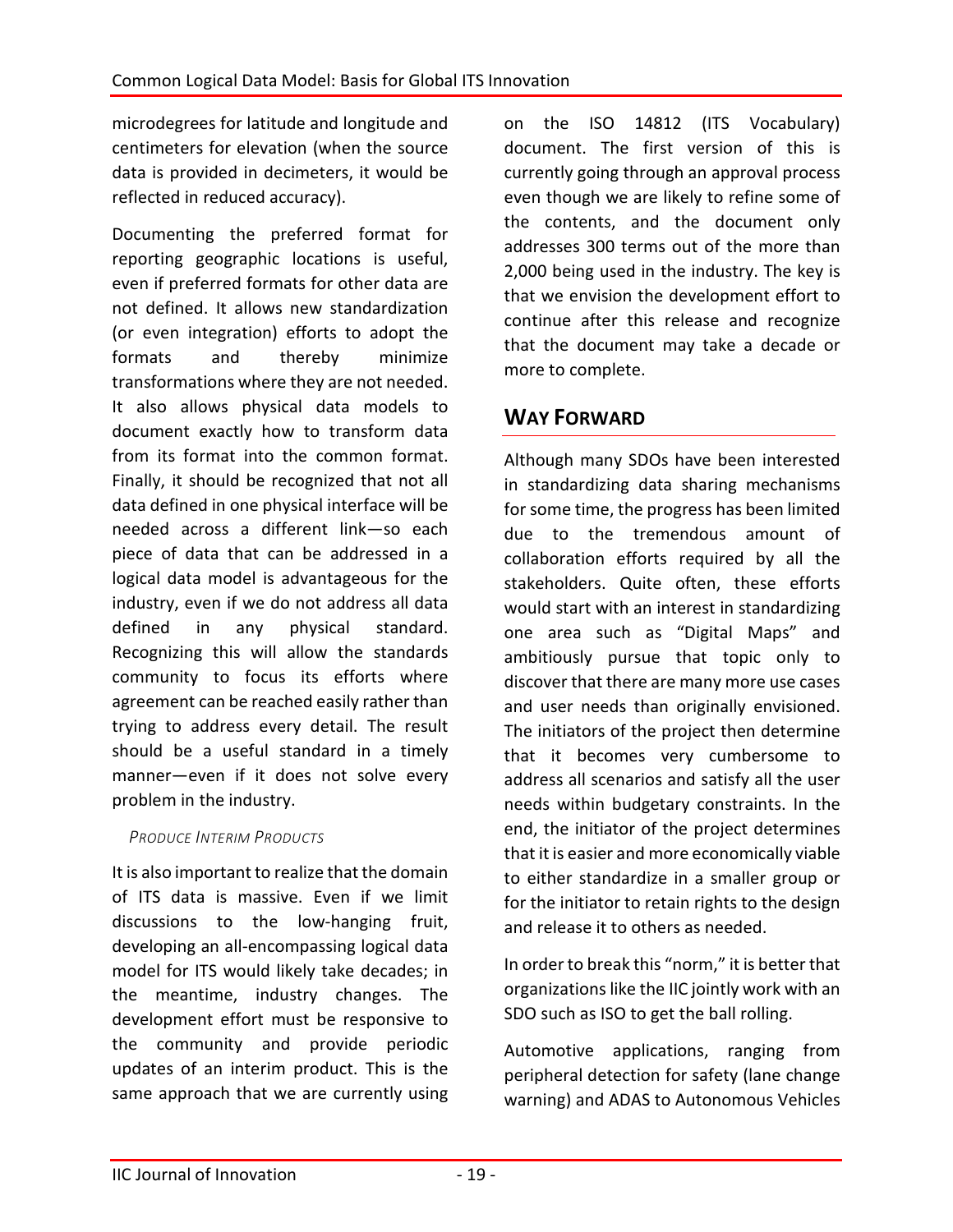microdegrees for latitude and longitude and centimeters for elevation (when the source data is provided in decimeters, it would be reflected in reduced accuracy).

Documenting the preferred format for reporting geographic locations is useful, even if preferred formats for other data are not defined. It allows new standardization (or even integration) efforts to adopt the formats and thereby minimize transformations where they are not needed. It also allows physical data models to document exactly how to transform data from its format into the common format. Finally, it should be recognized that not all data defined in one physical interface will be needed across a different link—so each piece of data that can be addressed in a logical data model is advantageous for the industry, even if we do not address all data defined in any physical standard. Recognizing this will allow the standards community to focus its efforts where agreement can be reached easily rather than trying to address every detail. The result should be a useful standard in a timely manner—even if it does not solve every problem in the industry.

### *Produce Interim Products*

It is also important to realize that the domain of ITS data is massive. Even if we limit discussions to the low-hanging fruit, developing an all-encompassing logical data model for ITS would likely take decades; in the meantime, industry changes. The development effort must be responsive to the community and provide periodic updates of an interim product. This is the same approach that we are currently using on the ISO 14812 (ITS Vocabulary) document. The first version of this is currently going through an approval process even though we are likely to refine some of the contents, and the document only addresses 300 terms out of the more than 2,000 being used in the industry. The key is that we envision the development effort to continue after this release and recognize that the document may take a decade or more to complete.

## Way Forward

Although many SDOs have been interested in standardizing data sharing mechanisms for some time, the progress has been limited due to the tremendous amount of collaboration efforts required by all the stakeholders. Quite often, these efforts would start with an interest in standardizing one area such as "Digital Maps" and ambitiously pursue that topic only to discover that there are many more use cases and user needs than originally envisioned. The initiators of the project then determine that it becomes very cumbersome to address all scenarios and satisfy all the user needs within budgetary constraints. In the end, the initiator of the project determines that it is easier and more economically viable to either standardize in a smaller group or for the initiator to retain rights to the design and release it to others as needed.

In order to break this "norm," it is better that organizations like the IIC jointly work with an SDO such as ISO to get the ball rolling.

Automotive applications, ranging from peripheral detection for safety (lane change warning) and ADAS to Autonomous Vehicles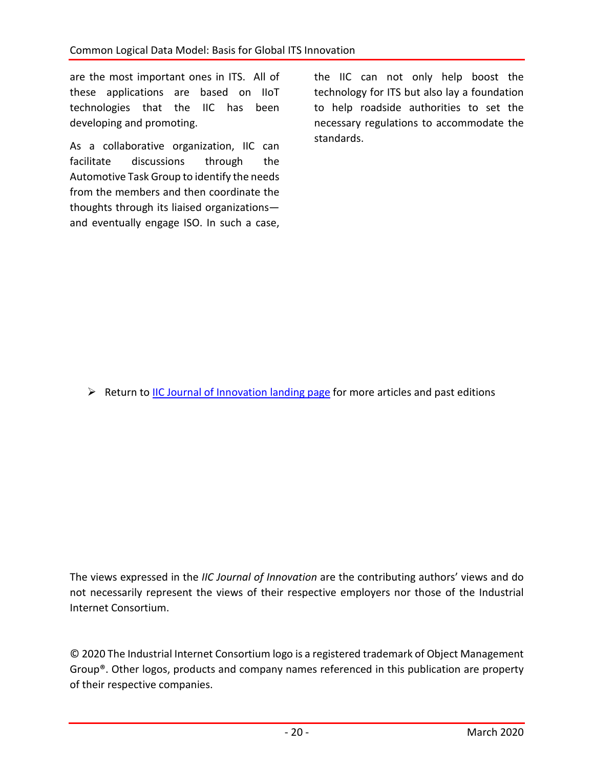are the most important ones in ITS. All of these applications are based on IIoT technologies that the IIC has been developing and promoting.

As a collaborative organization, IIC can facilitate discussions through the Automotive Task Group to identify the needs from the members and then coordinate the thoughts through its liaised organizations—and eventually engage ISO. In such a case, the IIC can not only help boost the technology for ITS but also lay a foundation to help roadside authorities to set the necessary regulations to accommodate the standards.

➢ Return to IIC Journal of Innovation landing page for more articles and past editions

The views expressed in the *IIC Journal of Innovation* are the contributing authors' views and do not necessarily represent the views of their respective employers nor those of the Industrial Internet Consortium.

© 2020 The Industrial Internet Consortium logo is a registered trademark of Object Management Group®. Other logos, products and company names referenced in this publication are property of their respective companies.